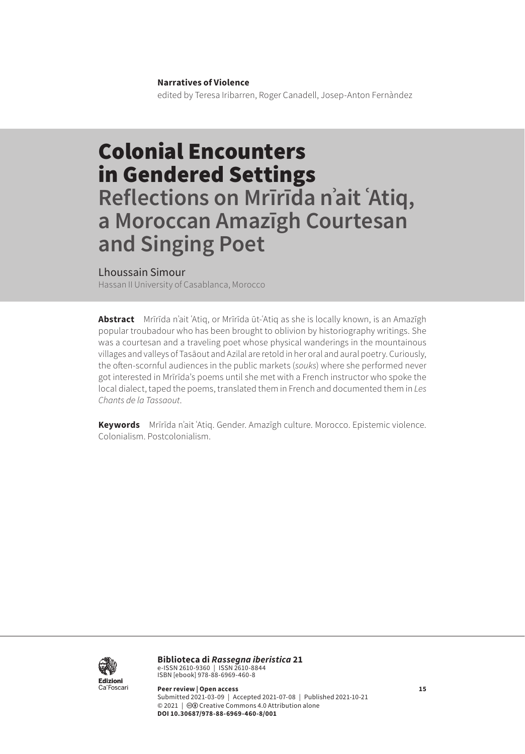**Narratives of Violence**
edited by Teresa Iribarren, Roger Canadell, Josep-Anton Fernàndez

# Colonial Encounters in Gendered Settings
## Reflections on Mrīrīda nʾait ʿAtiq, a Moroccan Amazīgh Courtesan and Singing Poet

Lhoussain Simour
Hassan II University of Casablanca, Morocco

**Abstract** Mrīrīda n'ait 'Atiq, or Mrīrīda ūt-'Atiq as she is locally known, is an Amazīgh popular troubadour who has been brought to oblivion by historiography writings. She was a courtesan and a traveling poet whose physical wanderings in the mountainous villages and valleys of Tasāout and Azilal are retold in her oral and aural poetry. Curiously, the often-scornful audiences in the public markets (*souks*) where she performed never got interested in Mrīrīda's poems until she met with a French instructor who spoke the local dialect, taped the poems, translated them in French and documented them in *Les Chants de la Tassaout*.

**Keywords** Mrīrīda n'ait 'Atiq. Gender. Amazīgh culture. Morocco. Epistemic violence. Colonialism. Postcolonialism.

**Biblioteca di *Rassegna iberistica* 21**
e-ISSN 2610-9360 | ISSN 2610-8844
ISBN [ebook] 978-88-6969-460-8

**Peer review | Open access**
Submitted 2021-03-09 | Accepted 2021-07-08 | Published 2021-10-21
© 2021 | Creative Commons 4.0 Attribution alone
**DOI 10.30687/978-88-6969-460-8/001**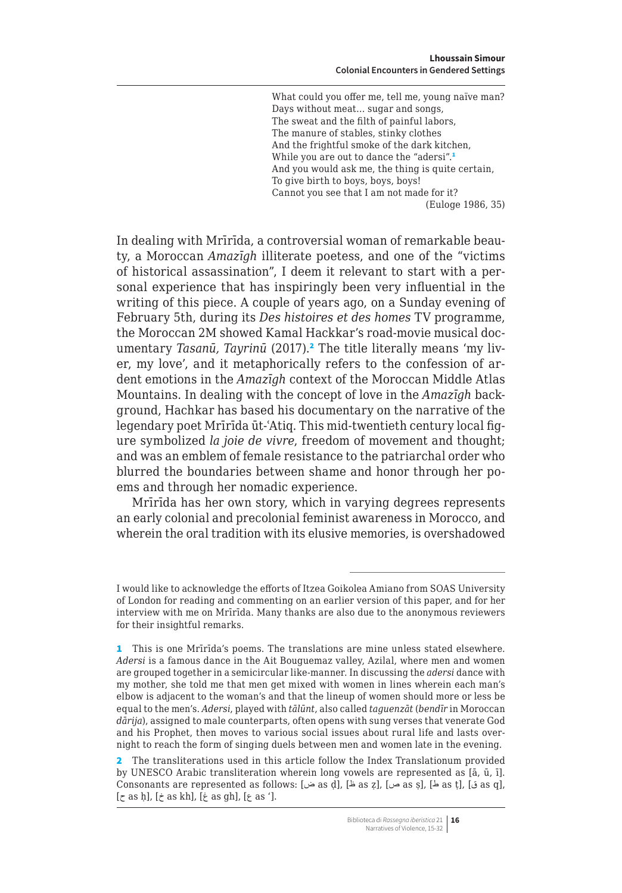What could you offer me, tell me, young naïve man?
Days without meat… sugar and songs,
The sweat and the filth of painful labors,
The manure of stables, stinky clothes
And the frightful smoke of the dark kitchen,
While you are out to dance the "adersi".[1]
And you would ask me, the thing is quite certain,
To give birth to boys, boys, boys!
Cannot you see that I am not made for it?
(Euloge 1986, 35)

In dealing with Mrīrīda, a controversial woman of remarkable beauty, a Moroccan *Amazīgh* illiterate poetess, and one of the "victims of historical assassination", I deem it relevant to start with a personal experience that has inspiringly been very influential in the writing of this piece. A couple of years ago, on a Sunday evening of February 5th, during its *Des histoires et des homes* TV programme, the Moroccan 2M showed Kamal Hackkar's road-movie musical documentary *Tasanū, Tayrinū* (2017).[2] The title literally means 'my liver, my love', and it metaphorically refers to the confession of ardent emotions in the *Amazīgh* context of the Moroccan Middle Atlas Mountains. In dealing with the concept of love in the *Amazīgh* background, Hachkar has based his documentary on the narrative of the legendary poet Mrīrīda ūt-ʿAtiq. This mid-twentieth century local figure symbolized *la joie de vivre*, freedom of movement and thought; and was an emblem of female resistance to the patriarchal order who blurred the boundaries between shame and honor through her poems and through her nomadic experience.

Mrīrīda has her own story, which in varying degrees represents an early colonial and precolonial feminist awareness in Morocco, and wherein the oral tradition with its elusive memories, is overshadowed

---

I would like to acknowledge the efforts of Itzea Goikolea Amiano from SOAS University of London for reading and commenting on an earlier version of this paper, and for her interview with me on Mrīrīda. Many thanks are also due to the anonymous reviewers for their insightful remarks.

1 This is one Mrīrīda's poems. The translations are mine unless stated elsewhere. *Adersi* is a famous dance in the Ait Bouguemaz valley, Azilal, where men and women are grouped together in a semicircular like-manner. In discussing the *adersi* dance with my mother, she told me that men get mixed with women in lines wherein each man's elbow is adjacent to the woman's and that the lineup of women should more or less be equal to the men's. *Adersi*, played with *tālūnt*, also called *taguenzāt* (*bendīr* in Moroccan *dārija*), assigned to male counterparts, often opens with sung verses that venerate God and his Prophet, then moves to various social issues about rural life and lasts overnight to reach the form of singing duels between men and women late in the evening.

2 The transliterations used in this article follow the Index Translationum provided by UNESCO Arabic transliteration wherein long vowels are represented as [ā, ū, ī]. Consonants are represented as follows: [ض as ḍ], [ظ as ẓ], [ص as ṣ], [ط as ṭ], [ق as q], [ح as ḥ], [خ as kh], [غ as gh], [ع as ʿ].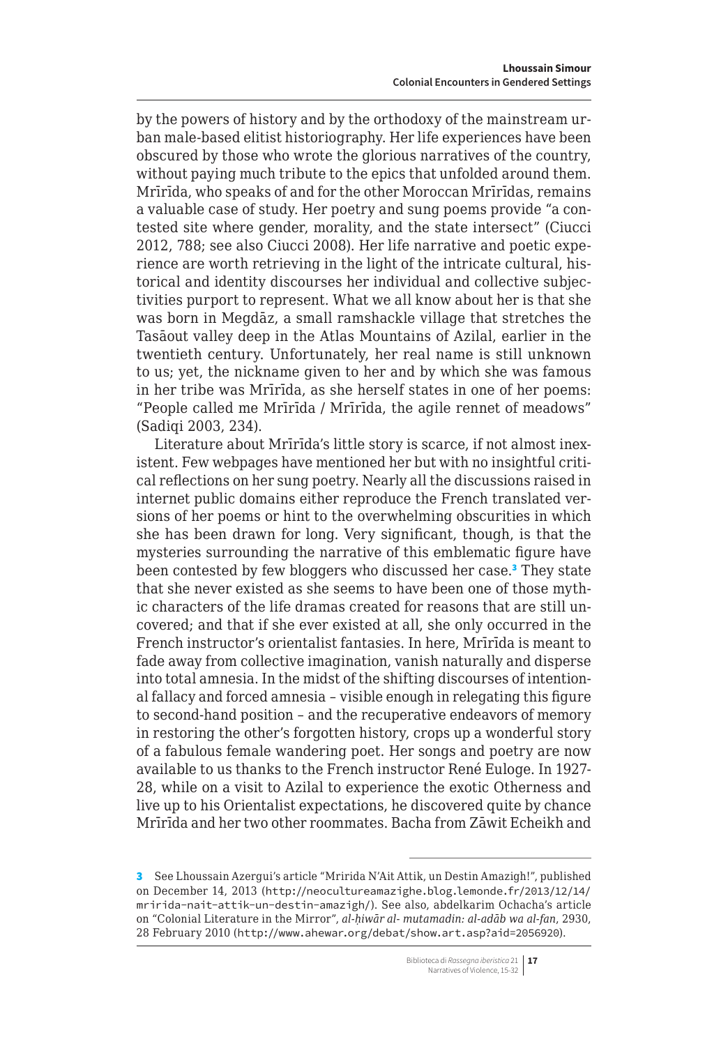by the powers of history and by the orthodoxy of the mainstream urban male-based elitist historiography. Her life experiences have been obscured by those who wrote the glorious narratives of the country, without paying much tribute to the epics that unfolded around them. Mrīrīda, who speaks of and for the other Moroccan Mrīrīdas, remains a valuable case of study. Her poetry and sung poems provide "a contested site where gender, morality, and the state intersect" (Ciucci 2012, 788; see also Ciucci 2008). Her life narrative and poetic experience are worth retrieving in the light of the intricate cultural, historical and identity discourses her individual and collective subjectivities purport to represent. What we all know about her is that she was born in Megdāz, a small ramshackle village that stretches the Tasāout valley deep in the Atlas Mountains of Azilal, earlier in the twentieth century. Unfortunately, her real name is still unknown to us; yet, the nickname given to her and by which she was famous in her tribe was Mrīrīda, as she herself states in one of her poems: "People called me Mrīrīda / Mrīrīda, the agile rennet of meadows" (Sadiqi 2003, 234).

Literature about Mrīrīda's little story is scarce, if not almost inexistent. Few webpages have mentioned her but with no insightful critical reflections on her sung poetry. Nearly all the discussions raised in internet public domains either reproduce the French translated versions of her poems or hint to the overwhelming obscurities in which she has been drawn for long. Very significant, though, is that the mysteries surrounding the narrative of this emblematic figure have been contested by few bloggers who discussed her case.[3] They state that she never existed as she seems to have been one of those mythic characters of the life dramas created for reasons that are still uncovered; and that if she ever existed at all, she only occurred in the French instructor's orientalist fantasies. In here, Mrīrīda is meant to fade away from collective imagination, vanish naturally and disperse into total amnesia. In the midst of the shifting discourses of intentional fallacy and forced amnesia – visible enough in relegating this figure to second-hand position – and the recuperative endeavors of memory in restoring the other's forgotten history, crops up a wonderful story of a fabulous female wandering poet. Her songs and poetry are now available to us thanks to the French instructor René Euloge. In 1927-28, while on a visit to Azilal to experience the exotic Otherness and live up to his Orientalist expectations, he discovered quite by chance Mrīrīda and her two other roommates. Bacha from Zāwit Echeikh and

---

[3] See Lhoussain Azergui's article "Mririda N'Ait Attik, un Destin Amazigh!", published on December 14, 2013 (http://neocultureamazighe.blog.lemonde.fr/2013/12/14/mririda-nait-attik-un-destin-amazigh/). See also, abdelkarim Ochacha's article on "Colonial Literature in the Mirror", *al-ḥiwār al- mutamadin: al-adāb wa al-fan*, 2930, 28 February 2010 (http://www.ahewar.org/debat/show.art.asp?aid=2056920).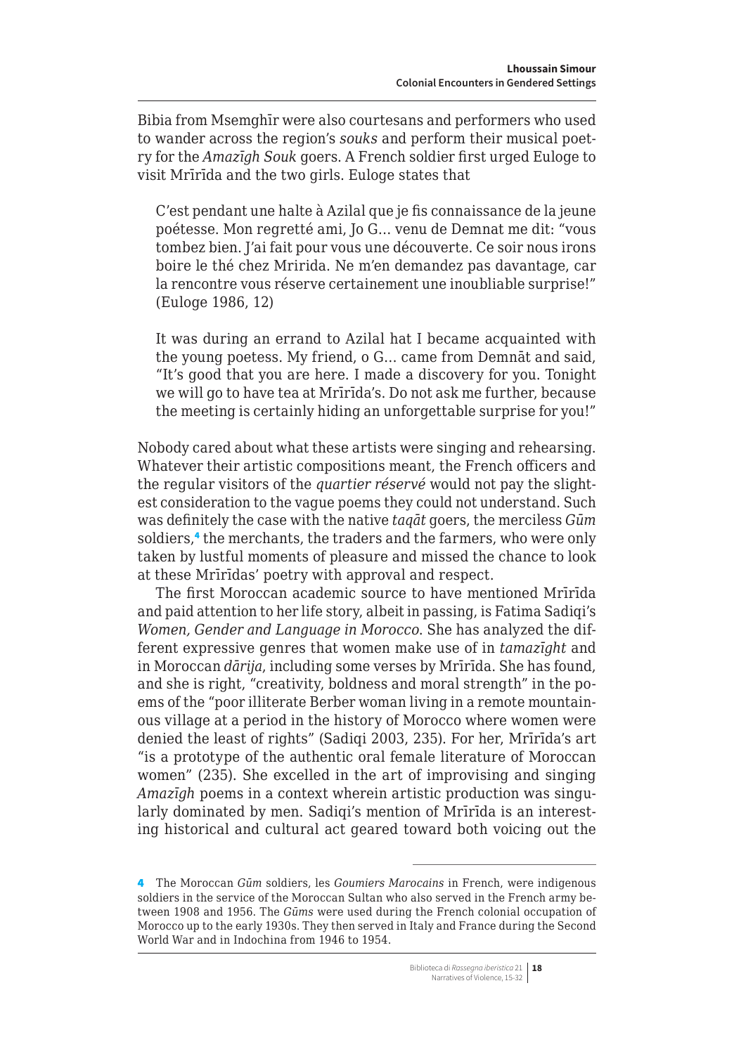Bibia from Msemghīr were also courtesans and performers who used to wander across the region's *souks* and perform their musical poetry for the *Amazīgh Souk* goers. A French soldier first urged Euloge to visit Mrīrīda and the two girls. Euloge states that

> C'est pendant une halte à Azilal que je fis connaissance de la jeune poétesse. Mon regretté ami, Jo G… venu de Demnat me dit: "vous tombez bien. J'ai fait pour vous une découverte. Ce soir nous irons boire le thé chez Mririda. Ne m'en demandez pas davantage, car la rencontre vous réserve certainement une inoubliable surprise!" (Euloge 1986, 12)
>
> It was during an errand to Azilal hat I became acquainted with the young poetess. My friend, o G… came from Demnāt and said, "It's good that you are here. I made a discovery for you. Tonight we will go to have tea at Mrīrīda's. Do not ask me further, because the meeting is certainly hiding an unforgettable surprise for you!"

Nobody cared about what these artists were singing and rehearsing. Whatever their artistic compositions meant, the French officers and the regular visitors of the *quartier réservé* would not pay the slightest consideration to the vague poems they could not understand. Such was definitely the case with the native *taqāt* goers, the merciless *Gūm* soldiers,[4] the merchants, the traders and the farmers, who were only taken by lustful moments of pleasure and missed the chance to look at these Mrīrīdas' poetry with approval and respect.

The first Moroccan academic source to have mentioned Mrīrīda and paid attention to her life story, albeit in passing, is Fatima Sadiqi's *Women, Gender and Language in Morocco*. She has analyzed the different expressive genres that women make use of in *tamazīght* and in Moroccan *dārija*, including some verses by Mrīrīda. She has found, and she is right, "creativity, boldness and moral strength" in the poems of the "poor illiterate Berber woman living in a remote mountainous village at a period in the history of Morocco where women were denied the least of rights" (Sadiqi 2003, 235). For her, Mrīrīda's art "is a prototype of the authentic oral female literature of Moroccan women" (235). She excelled in the art of improvising and singing *Amazīgh* poems in a context wherein artistic production was singularly dominated by men. Sadiqi's mention of Mrīrīda is an interesting historical and cultural act geared toward both voicing out the

---

4 The Moroccan *Gūm* soldiers, les *Goumiers Marocains* in French, were indigenous soldiers in the service of the Moroccan Sultan who also served in the French army between 1908 and 1956. The *Gūms* were used during the French colonial occupation of Morocco up to the early 1930s. They then served in Italy and France during the Second World War and in Indochina from 1946 to 1954.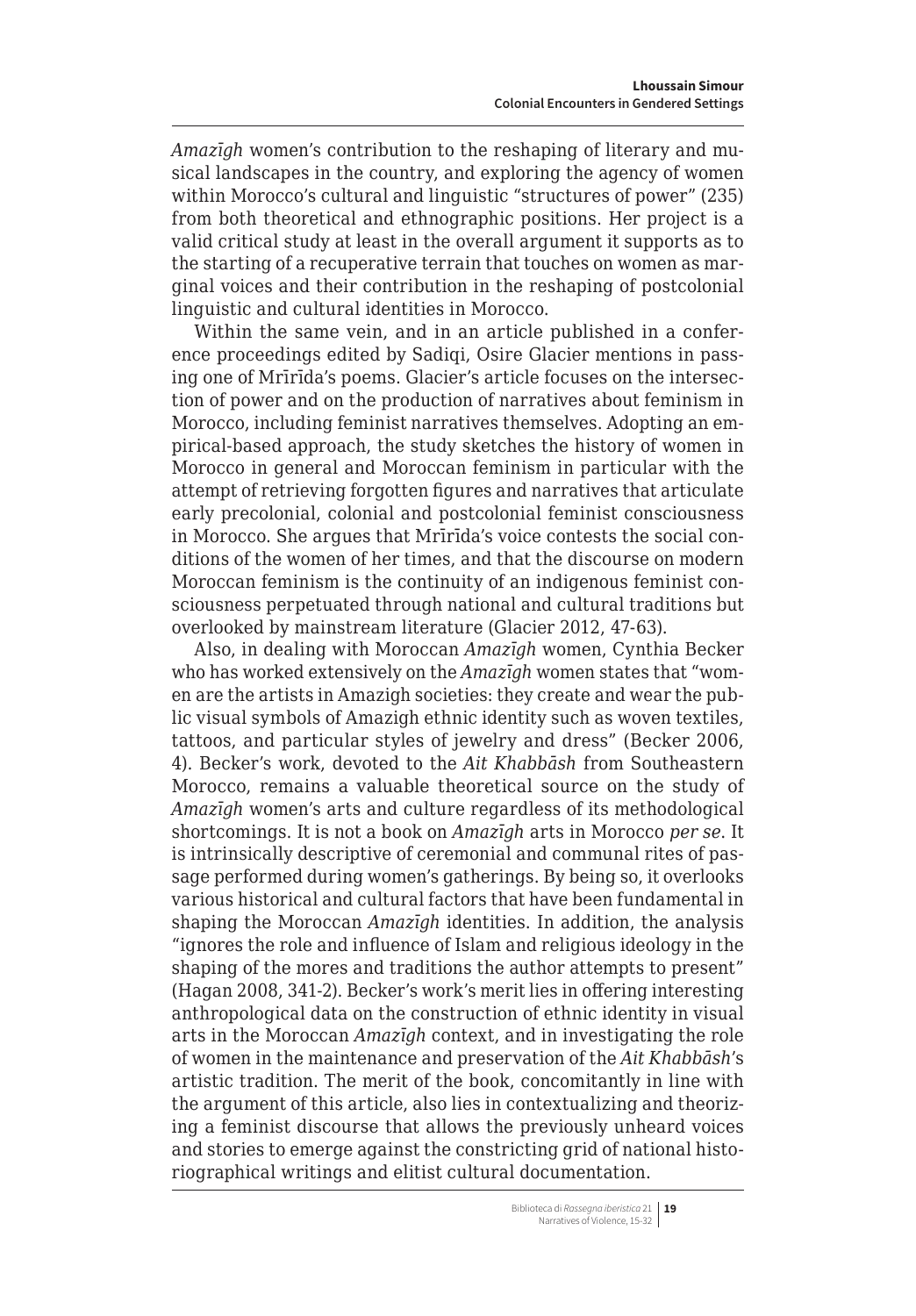*Amazīgh* women's contribution to the reshaping of literary and musical landscapes in the country, and exploring the agency of women within Morocco's cultural and linguistic "structures of power" (235) from both theoretical and ethnographic positions. Her project is a valid critical study at least in the overall argument it supports as to the starting of a recuperative terrain that touches on women as marginal voices and their contribution in the reshaping of postcolonial linguistic and cultural identities in Morocco.

Within the same vein, and in an article published in a conference proceedings edited by Sadiqi, Osire Glacier mentions in passing one of Mrīrīda's poems. Glacier's article focuses on the intersection of power and on the production of narratives about feminism in Morocco, including feminist narratives themselves. Adopting an empirical-based approach, the study sketches the history of women in Morocco in general and Moroccan feminism in particular with the attempt of retrieving forgotten figures and narratives that articulate early precolonial, colonial and postcolonial feminist consciousness in Morocco. She argues that Mrīrīda's voice contests the social conditions of the women of her times, and that the discourse on modern Moroccan feminism is the continuity of an indigenous feminist consciousness perpetuated through national and cultural traditions but overlooked by mainstream literature (Glacier 2012, 47-63).

Also, in dealing with Moroccan *Amazīgh* women, Cynthia Becker who has worked extensively on the *Amazīgh* women states that "women are the artists in Amazigh societies: they create and wear the public visual symbols of Amazigh ethnic identity such as woven textiles, tattoos, and particular styles of jewelry and dress" (Becker 2006, 4). Becker's work, devoted to the *Ait Khabbāsh* from Southeastern Morocco, remains a valuable theoretical source on the study of *Amazīgh* women's arts and culture regardless of its methodological shortcomings. It is not a book on *Amazīgh* arts in Morocco *per se*. It is intrinsically descriptive of ceremonial and communal rites of passage performed during women's gatherings. By being so, it overlooks various historical and cultural factors that have been fundamental in shaping the Moroccan *Amazīgh* identities. In addition, the analysis "ignores the role and influence of Islam and religious ideology in the shaping of the mores and traditions the author attempts to present" (Hagan 2008, 341-2). Becker's work's merit lies in offering interesting anthropological data on the construction of ethnic identity in visual arts in the Moroccan *Amazīgh* context, and in investigating the role of women in the maintenance and preservation of the *Ait Khabbāsh*'s artistic tradition. The merit of the book, concomitantly in line with the argument of this article, also lies in contextualizing and theorizing a feminist discourse that allows the previously unheard voices and stories to emerge against the constricting grid of national historiographical writings and elitist cultural documentation.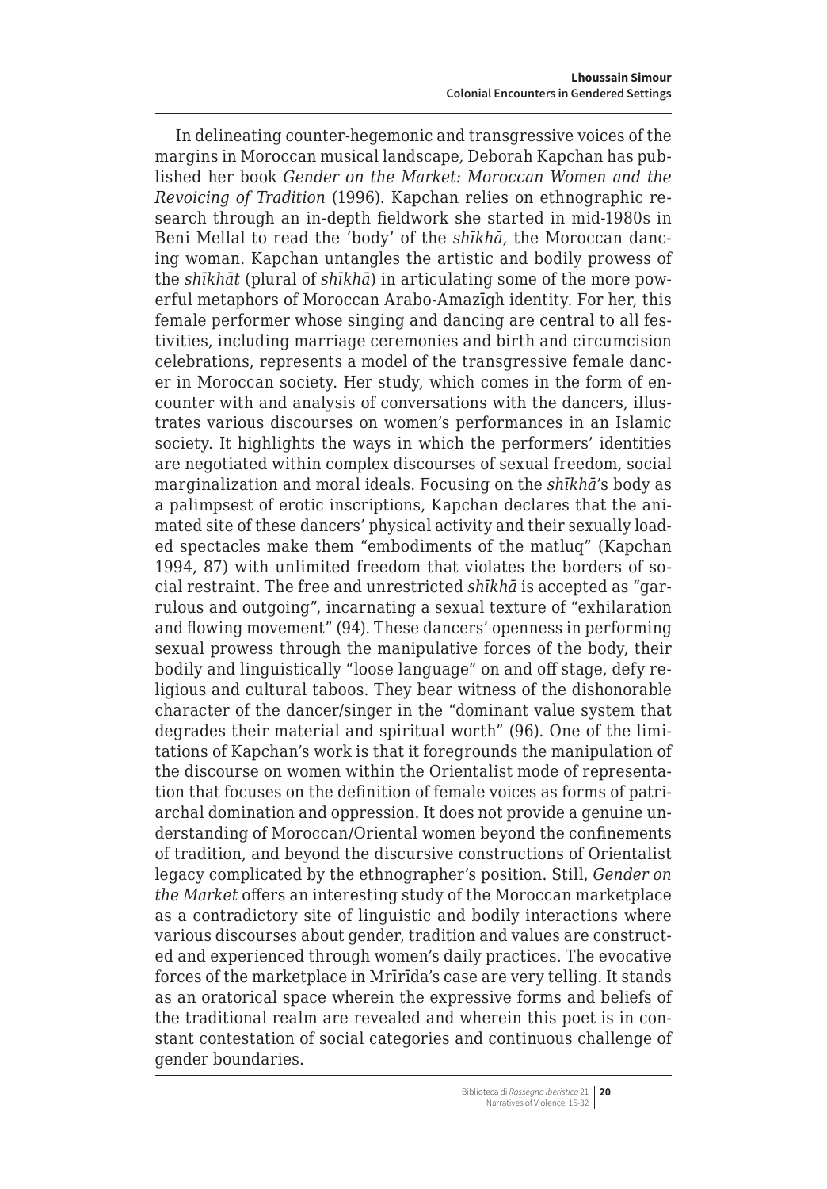In delineating counter-hegemonic and transgressive voices of the margins in Moroccan musical landscape, Deborah Kapchan has published her book *Gender on the Market: Moroccan Women and the Revoicing of Tradition* (1996). Kapchan relies on ethnographic research through an in-depth fieldwork she started in mid-1980s in Beni Mellal to read the 'body' of the *shīkhā*, the Moroccan dancing woman. Kapchan untangles the artistic and bodily prowess of the *shīkhāt* (plural of *shīkhā*) in articulating some of the more powerful metaphors of Moroccan Arabo-Amazīgh identity. For her, this female performer whose singing and dancing are central to all festivities, including marriage ceremonies and birth and circumcision celebrations, represents a model of the transgressive female dancer in Moroccan society. Her study, which comes in the form of encounter with and analysis of conversations with the dancers, illustrates various discourses on women's performances in an Islamic society. It highlights the ways in which the performers' identities are negotiated within complex discourses of sexual freedom, social marginalization and moral ideals. Focusing on the *shīkhā*'s body as a palimpsest of erotic inscriptions, Kapchan declares that the animated site of these dancers' physical activity and their sexually loaded spectacles make them "embodiments of the matluq" (Kapchan 1994, 87) with unlimited freedom that violates the borders of social restraint. The free and unrestricted *shīkhā* is accepted as "garrulous and outgoing", incarnating a sexual texture of "exhilaration and flowing movement" (94). These dancers' openness in performing sexual prowess through the manipulative forces of the body, their bodily and linguistically "loose language" on and off stage, defy religious and cultural taboos. They bear witness of the dishonorable character of the dancer/singer in the "dominant value system that degrades their material and spiritual worth" (96). One of the limitations of Kapchan's work is that it foregrounds the manipulation of the discourse on women within the Orientalist mode of representation that focuses on the definition of female voices as forms of patriarchal domination and oppression. It does not provide a genuine understanding of Moroccan/Oriental women beyond the confinements of tradition, and beyond the discursive constructions of Orientalist legacy complicated by the ethnographer's position. Still, *Gender on the Market* offers an interesting study of the Moroccan marketplace as a contradictory site of linguistic and bodily interactions where various discourses about gender, tradition and values are constructed and experienced through women's daily practices. The evocative forces of the marketplace in Mrīrīda's case are very telling. It stands as an oratorical space wherein the expressive forms and beliefs of the traditional realm are revealed and wherein this poet is in constant contestation of social categories and continuous challenge of gender boundaries.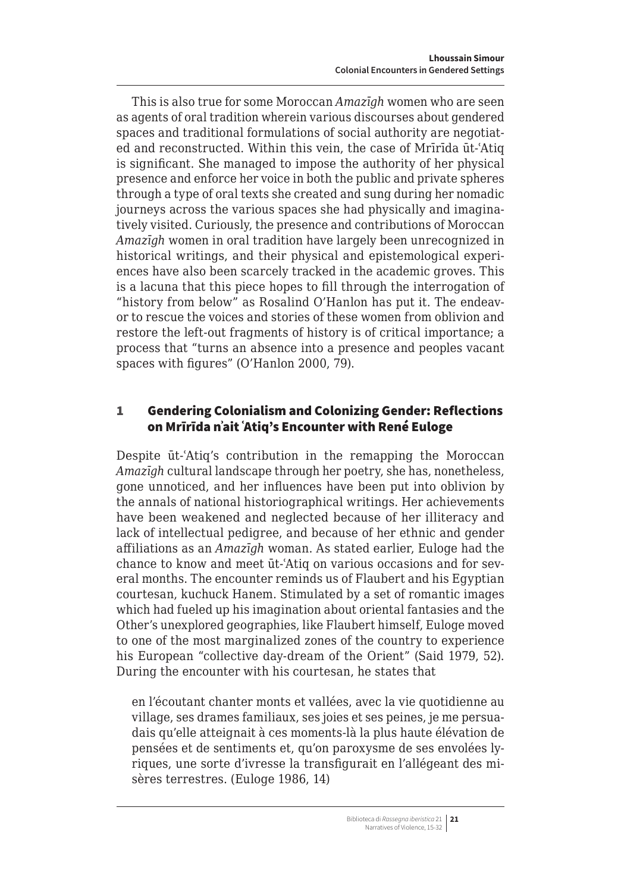This is also true for some Moroccan *Amazīgh* women who are seen as agents of oral tradition wherein various discourses about gendered spaces and traditional formulations of social authority are negotiated and reconstructed. Within this vein, the case of Mrīrīda ūt-ʿAtiq is significant. She managed to impose the authority of her physical presence and enforce her voice in both the public and private spheres through a type of oral texts she created and sung during her nomadic journeys across the various spaces she had physically and imaginatively visited. Curiously, the presence and contributions of Moroccan *Amazīgh* women in oral tradition have largely been unrecognized in historical writings, and their physical and epistemological experiences have also been scarcely tracked in the academic groves. This is a lacuna that this piece hopes to fill through the interrogation of "history from below" as Rosalind O'Hanlon has put it. The endeavor to rescue the voices and stories of these women from oblivion and restore the left-out fragments of history is of critical importance; a process that "turns an absence into a presence and peoples vacant spaces with figures" (O'Hanlon 2000, 79).

## 1 Gendering Colonialism and Colonizing Gender: Reflections on Mrīrīda nʾait ʿAtiq's Encounter with René Euloge

Despite ūt-ʿAtiq's contribution in the remapping the Moroccan *Amazīgh* cultural landscape through her poetry, she has, nonetheless, gone unnoticed, and her influences have been put into oblivion by the annals of national historiographical writings. Her achievements have been weakened and neglected because of her illiteracy and lack of intellectual pedigree, and because of her ethnic and gender affiliations as an *Amazīgh* woman. As stated earlier, Euloge had the chance to know and meet ūt-ʿAtiq on various occasions and for several months. The encounter reminds us of Flaubert and his Egyptian courtesan, kuchuck Hanem. Stimulated by a set of romantic images which had fueled up his imagination about oriental fantasies and the Other's unexplored geographies, like Flaubert himself, Euloge moved to one of the most marginalized zones of the country to experience his European "collective day-dream of the Orient" (Said 1979, 52). During the encounter with his courtesan, he states that

> en l'écoutant chanter monts et vallées, avec la vie quotidienne au village, ses drames familiaux, ses joies et ses peines, je me persuadais qu'elle atteignait à ces moments-là la plus haute élévation de pensées et de sentiments et, qu'on paroxysme de ses envolées lyriques, une sorte d'ivresse la transfigurait en l'allégeant des misères terrestres. (Euloge 1986, 14)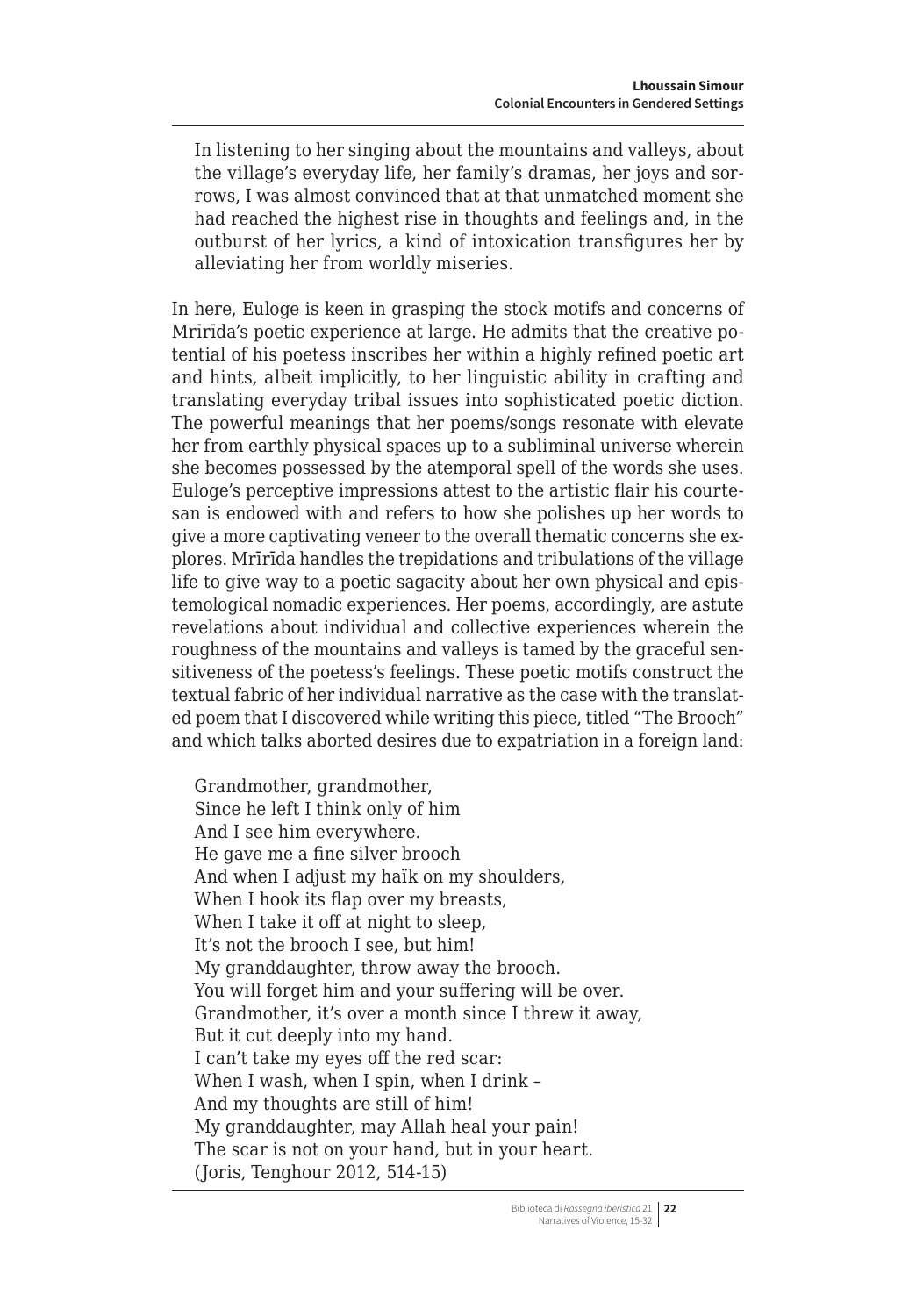> In listening to her singing about the mountains and valleys, about the village's everyday life, her family's dramas, her joys and sorrows, I was almost convinced that at that unmatched moment she had reached the highest rise in thoughts and feelings and, in the outburst of her lyrics, a kind of intoxication transfigures her by alleviating her from worldly miseries.

In here, Euloge is keen in grasping the stock motifs and concerns of Mrīrīda's poetic experience at large. He admits that the creative potential of his poetess inscribes her within a highly refined poetic art and hints, albeit implicitly, to her linguistic ability in crafting and translating everyday tribal issues into sophisticated poetic diction. The powerful meanings that her poems/songs resonate with elevate her from earthly physical spaces up to a subliminal universe wherein she becomes possessed by the atemporal spell of the words she uses. Euloge's perceptive impressions attest to the artistic flair his courtesan is endowed with and refers to how she polishes up her words to give a more captivating veneer to the overall thematic concerns she explores. Mrīrīda handles the trepidations and tribulations of the village life to give way to a poetic sagacity about her own physical and epistemological nomadic experiences. Her poems, accordingly, are astute revelations about individual and collective experiences wherein the roughness of the mountains and valleys is tamed by the graceful sensitiveness of the poetess's feelings. These poetic motifs construct the textual fabric of her individual narrative as the case with the translated poem that I discovered while writing this piece, titled "The Brooch" and which talks aborted desires due to expatriation in a foreign land:

> Grandmother, grandmother,
> Since he left I think only of him
> And I see him everywhere.
> He gave me a fine silver brooch
> And when I adjust my haïk on my shoulders,
> When I hook its flap over my breasts,
> When I take it off at night to sleep,
> It's not the brooch I see, but him!
> My granddaughter, throw away the brooch.
> You will forget him and your suffering will be over.
> Grandmother, it's over a month since I threw it away,
> But it cut deeply into my hand.
> I can't take my eyes off the red scar:
> When I wash, when I spin, when I drink –
> And my thoughts are still of him!
> My granddaughter, may Allah heal your pain!
> The scar is not on your hand, but in your heart.
> (Joris, Tenghour 2012, 514-15)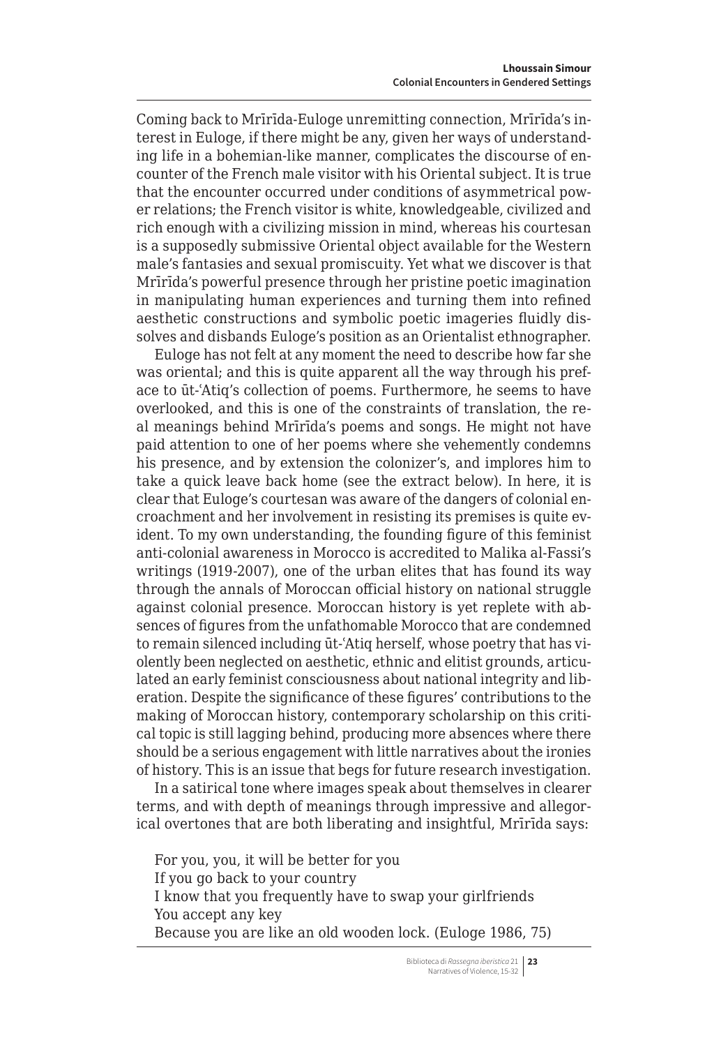Coming back to Mrīrīda-Euloge unremitting connection, Mrīrīda's interest in Euloge, if there might be any, given her ways of understanding life in a bohemian-like manner, complicates the discourse of encounter of the French male visitor with his Oriental subject. It is true that the encounter occurred under conditions of asymmetrical power relations; the French visitor is white, knowledgeable, civilized and rich enough with a civilizing mission in mind, whereas his courtesan is a supposedly submissive Oriental object available for the Western male's fantasies and sexual promiscuity. Yet what we discover is that Mrīrīda's powerful presence through her pristine poetic imagination in manipulating human experiences and turning them into refined aesthetic constructions and symbolic poetic imageries fluidly dissolves and disbands Euloge's position as an Orientalist ethnographer.

Euloge has not felt at any moment the need to describe how far she was oriental; and this is quite apparent all the way through his preface to ūt-ʿAtiq's collection of poems. Furthermore, he seems to have overlooked, and this is one of the constraints of translation, the real meanings behind Mrīrīda's poems and songs. He might not have paid attention to one of her poems where she vehemently condemns his presence, and by extension the colonizer's, and implores him to take a quick leave back home (see the extract below). In here, it is clear that Euloge's courtesan was aware of the dangers of colonial encroachment and her involvement in resisting its premises is quite evident. To my own understanding, the founding figure of this feminist anti-colonial awareness in Morocco is accredited to Malika al-Fassi's writings (1919-2007), one of the urban elites that has found its way through the annals of Moroccan official history on national struggle against colonial presence. Moroccan history is yet replete with absences of figures from the unfathomable Morocco that are condemned to remain silenced including ūt-ʿAtiq herself, whose poetry that has violently been neglected on aesthetic, ethnic and elitist grounds, articulated an early feminist consciousness about national integrity and liberation. Despite the significance of these figures' contributions to the making of Moroccan history, contemporary scholarship on this critical topic is still lagging behind, producing more absences where there should be a serious engagement with little narratives about the ironies of history. This is an issue that begs for future research investigation.

In a satirical tone where images speak about themselves in clearer terms, and with depth of meanings through impressive and allegorical overtones that are both liberating and insightful, Mrīrīda says:

> For you, you, it will be better for you  
> If you go back to your country  
> I know that you frequently have to swap your girlfriends  
> You accept any key  
> Because you are like an old wooden lock. (Euloge 1986, 75)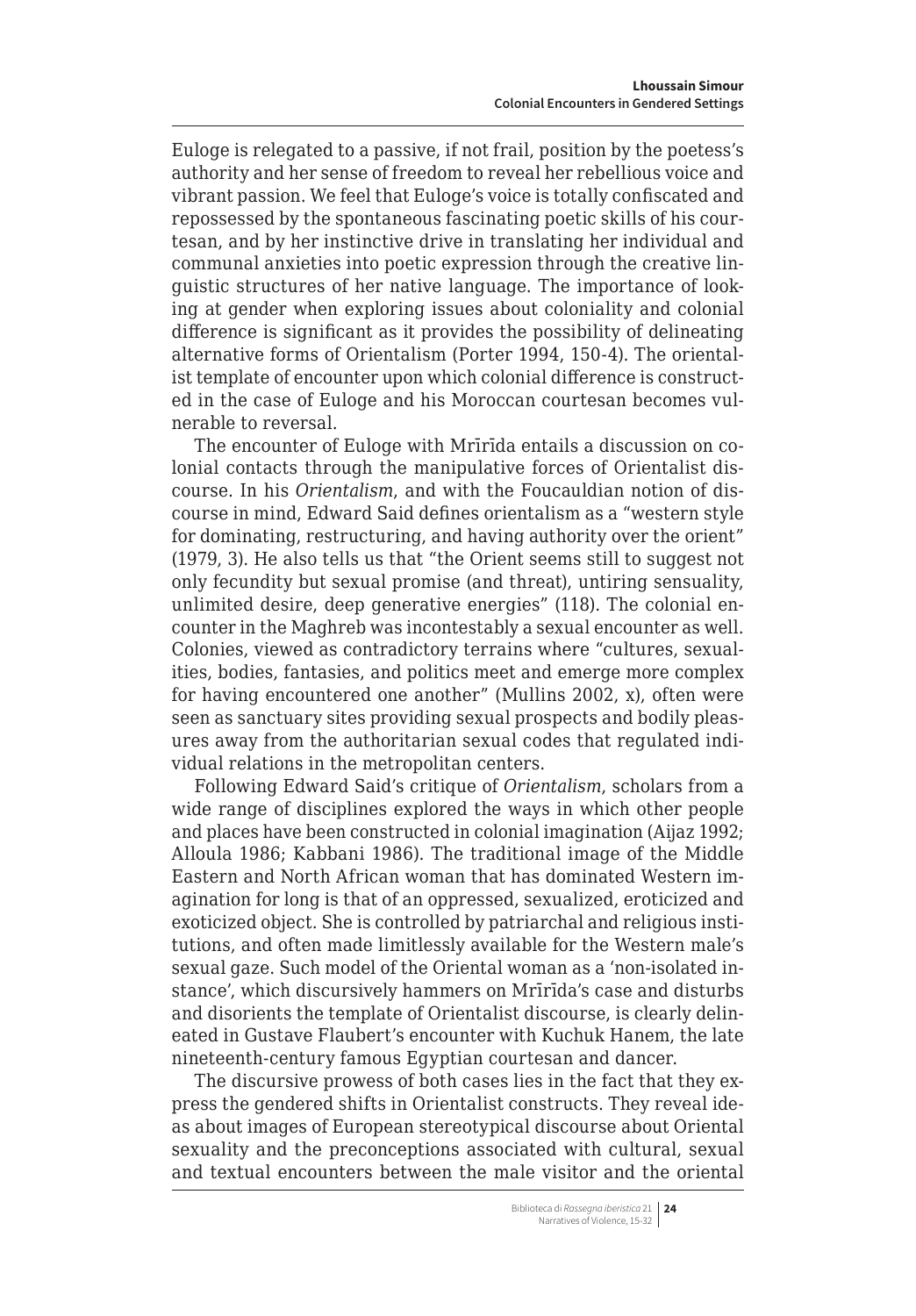Euloge is relegated to a passive, if not frail, position by the poetess's authority and her sense of freedom to reveal her rebellious voice and vibrant passion. We feel that Euloge's voice is totally confiscated and repossessed by the spontaneous fascinating poetic skills of his courtesan, and by her instinctive drive in translating her individual and communal anxieties into poetic expression through the creative linguistic structures of her native language. The importance of looking at gender when exploring issues about coloniality and colonial difference is significant as it provides the possibility of delineating alternative forms of Orientalism (Porter 1994, 150-4). The orientalist template of encounter upon which colonial difference is constructed in the case of Euloge and his Moroccan courtesan becomes vulnerable to reversal.

The encounter of Euloge with Mrīrīda entails a discussion on colonial contacts through the manipulative forces of Orientalist discourse. In his *Orientalism*, and with the Foucauldian notion of discourse in mind, Edward Said defines orientalism as a "western style for dominating, restructuring, and having authority over the orient" (1979, 3). He also tells us that "the Orient seems still to suggest not only fecundity but sexual promise (and threat), untiring sensuality, unlimited desire, deep generative energies" (118). The colonial encounter in the Maghreb was incontestably a sexual encounter as well. Colonies, viewed as contradictory terrains where "cultures, sexualities, bodies, fantasies, and politics meet and emerge more complex for having encountered one another" (Mullins 2002, x), often were seen as sanctuary sites providing sexual prospects and bodily pleasures away from the authoritarian sexual codes that regulated individual relations in the metropolitan centers.

Following Edward Said's critique of *Orientalism*, scholars from a wide range of disciplines explored the ways in which other people and places have been constructed in colonial imagination (Aijaz 1992; Alloula 1986; Kabbani 1986). The traditional image of the Middle Eastern and North African woman that has dominated Western imagination for long is that of an oppressed, sexualized, eroticized and exoticized object. She is controlled by patriarchal and religious institutions, and often made limitlessly available for the Western male's sexual gaze. Such model of the Oriental woman as a 'non-isolated instance', which discursively hammers on Mrīrīda's case and disturbs and disorients the template of Orientalist discourse, is clearly delineated in Gustave Flaubert's encounter with Kuchuk Hanem, the late nineteenth-century famous Egyptian courtesan and dancer.

The discursive prowess of both cases lies in the fact that they express the gendered shifts in Orientalist constructs. They reveal ideas about images of European stereotypical discourse about Oriental sexuality and the preconceptions associated with cultural, sexual and textual encounters between the male visitor and the oriental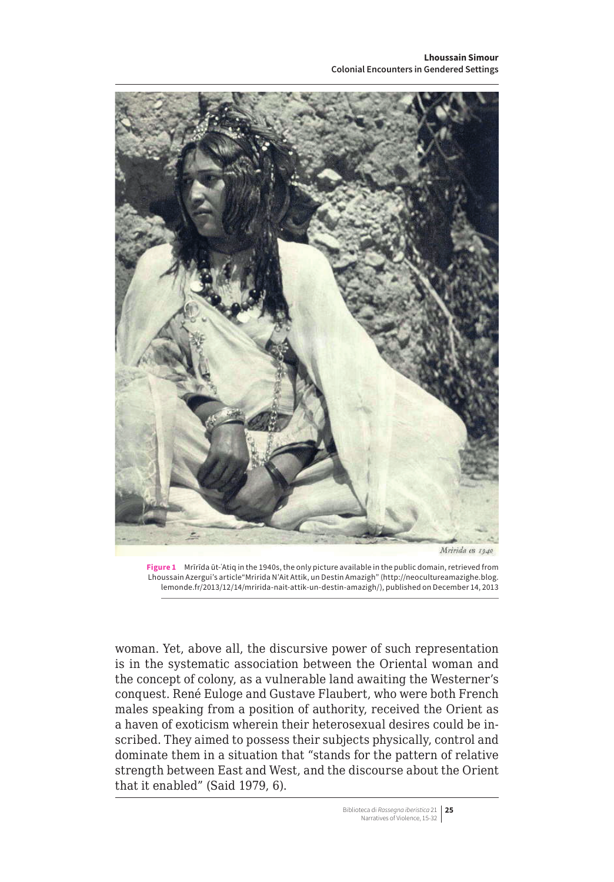Mririda en 1940

**Figure 1** Mrīrīda ūt-ʿAtiq in the 1940s, the only picture available in the public domain, retrieved from Lhoussain Azergui's article "Mririda N'Ait Attik, un Destin Amazigh" (http://neocultureamazighe.blog.lemonde.fr/2013/12/14/mririda-nait-attik-un-destin-amazigh/), published on December 14, 2013

woman. Yet, above all, the discursive power of such representation is in the systematic association between the Oriental woman and the concept of colony, as a vulnerable land awaiting the Westerner's conquest. René Euloge and Gustave Flaubert, who were both French males speaking from a position of authority, received the Orient as a haven of exoticism wherein their heterosexual desires could be inscribed. They aimed to possess their subjects physically, control and dominate them in a situation that "stands for the pattern of relative strength between East and West, and the discourse about the Orient that it enabled" (Said 1979, 6).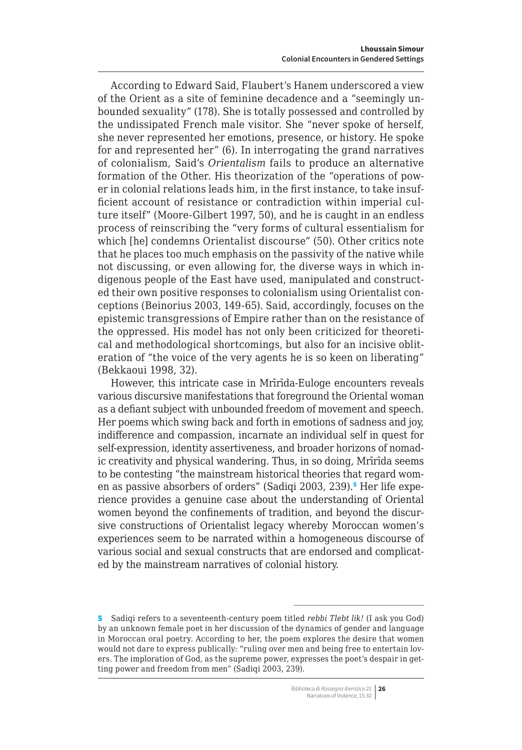According to Edward Said, Flaubert's Hanem underscored a view of the Orient as a site of feminine decadence and a "seemingly unbounded sexuality" (178). She is totally possessed and controlled by the undissipated French male visitor. She "never spoke of herself, she never represented her emotions, presence, or history. He spoke for and represented her" (6). In interrogating the grand narratives of colonialism, Said's *Orientalism* fails to produce an alternative formation of the Other. His theorization of the "operations of power in colonial relations leads him, in the first instance, to take insufficient account of resistance or contradiction within imperial culture itself" (Moore-Gilbert 1997, 50), and he is caught in an endless process of reinscribing the "very forms of cultural essentialism for which [he] condemns Orientalist discourse" (50). Other critics note that he places too much emphasis on the passivity of the native while not discussing, or even allowing for, the diverse ways in which indigenous people of the East have used, manipulated and constructed their own positive responses to colonialism using Orientalist conceptions (Beinorius 2003, 149-65). Said, accordingly, focuses on the epistemic transgressions of Empire rather than on the resistance of the oppressed. His model has not only been criticized for theoretical and methodological shortcomings, but also for an incisive obliteration of "the voice of the very agents he is so keen on liberating" (Bekkaoui 1998, 32).

However, this intricate case in Mrīrīda-Euloge encounters reveals various discursive manifestations that foreground the Oriental woman as a defiant subject with unbounded freedom of movement and speech. Her poems which swing back and forth in emotions of sadness and joy, indifference and compassion, incarnate an individual self in quest for self-expression, identity assertiveness, and broader horizons of nomadic creativity and physical wandering. Thus, in so doing, Mrīrīda seems to be contesting "the mainstream historical theories that regard women as passive absorbers of orders" (Sadiqi 2003, 239).[5] Her life experience provides a genuine case about the understanding of Oriental women beyond the confinements of tradition, and beyond the discursive constructions of Orientalist legacy whereby Moroccan women's experiences seem to be narrated within a homogeneous discourse of various social and sexual constructs that are endorsed and complicated by the mainstream narratives of colonial history.

---

5 Sadiqi refers to a seventeenth-century poem titled *rebbi Tlebt lik!* (I ask you God) by an unknown female poet in her discussion of the dynamics of gender and language in Moroccan oral poetry. According to her, the poem explores the desire that women would not dare to express publically: "ruling over men and being free to entertain lovers. The imploration of God, as the supreme power, expresses the poet's despair in getting power and freedom from men" (Sadiqi 2003, 239).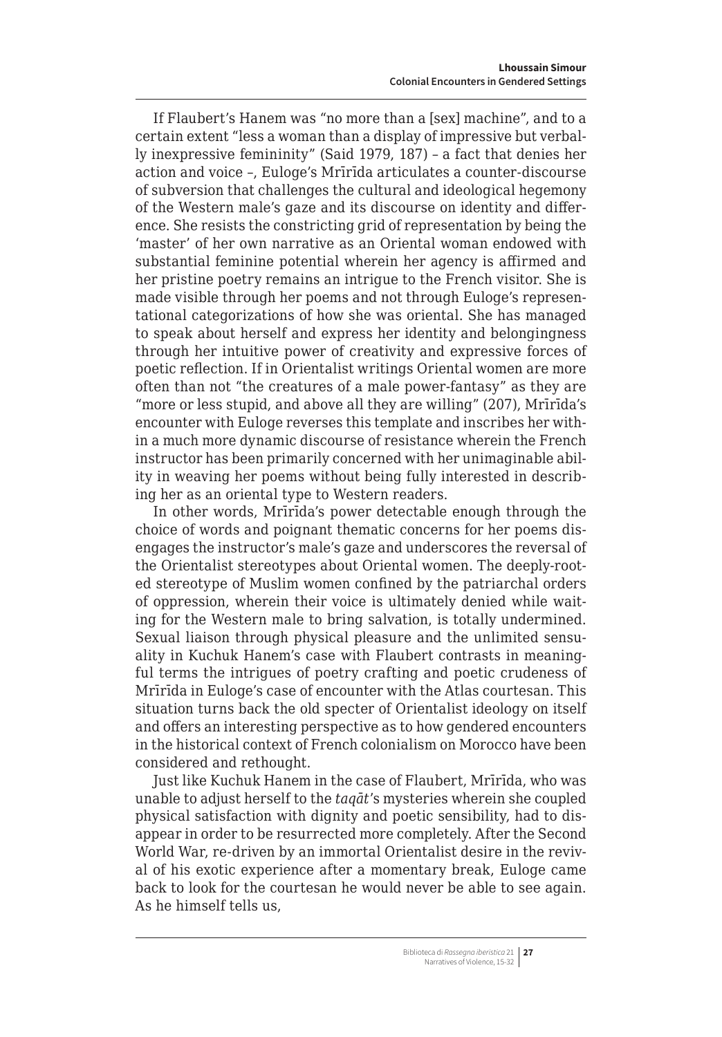If Flaubert's Hanem was "no more than a [sex] machine", and to a certain extent "less a woman than a display of impressive but verbally inexpressive femininity" (Said 1979, 187) – a fact that denies her action and voice –, Euloge's Mrīrīda articulates a counter-discourse of subversion that challenges the cultural and ideological hegemony of the Western male's gaze and its discourse on identity and difference. She resists the constricting grid of representation by being the 'master' of her own narrative as an Oriental woman endowed with substantial feminine potential wherein her agency is affirmed and her pristine poetry remains an intrigue to the French visitor. She is made visible through her poems and not through Euloge's representational categorizations of how she was oriental. She has managed to speak about herself and express her identity and belongingness through her intuitive power of creativity and expressive forces of poetic reflection. If in Orientalist writings Oriental women are more often than not "the creatures of a male power-fantasy" as they are "more or less stupid, and above all they are willing" (207), Mrīrīda's encounter with Euloge reverses this template and inscribes her within a much more dynamic discourse of resistance wherein the French instructor has been primarily concerned with her unimaginable ability in weaving her poems without being fully interested in describing her as an oriental type to Western readers.

In other words, Mrīrīda's power detectable enough through the choice of words and poignant thematic concerns for her poems disengages the instructor's male's gaze and underscores the reversal of the Orientalist stereotypes about Oriental women. The deeply-rooted stereotype of Muslim women confined by the patriarchal orders of oppression, wherein their voice is ultimately denied while waiting for the Western male to bring salvation, is totally undermined. Sexual liaison through physical pleasure and the unlimited sensuality in Kuchuk Hanem's case with Flaubert contrasts in meaningful terms the intrigues of poetry crafting and poetic crudeness of Mrīrīda in Euloge's case of encounter with the Atlas courtesan. This situation turns back the old specter of Orientalist ideology on itself and offers an interesting perspective as to how gendered encounters in the historical context of French colonialism on Morocco have been considered and rethought.

Just like Kuchuk Hanem in the case of Flaubert, Mrīrīda, who was unable to adjust herself to the *taqāt*'s mysteries wherein she coupled physical satisfaction with dignity and poetic sensibility, had to disappear in order to be resurrected more completely. After the Second World War, re-driven by an immortal Orientalist desire in the revival of his exotic experience after a momentary break, Euloge came back to look for the courtesan he would never be able to see again. As he himself tells us,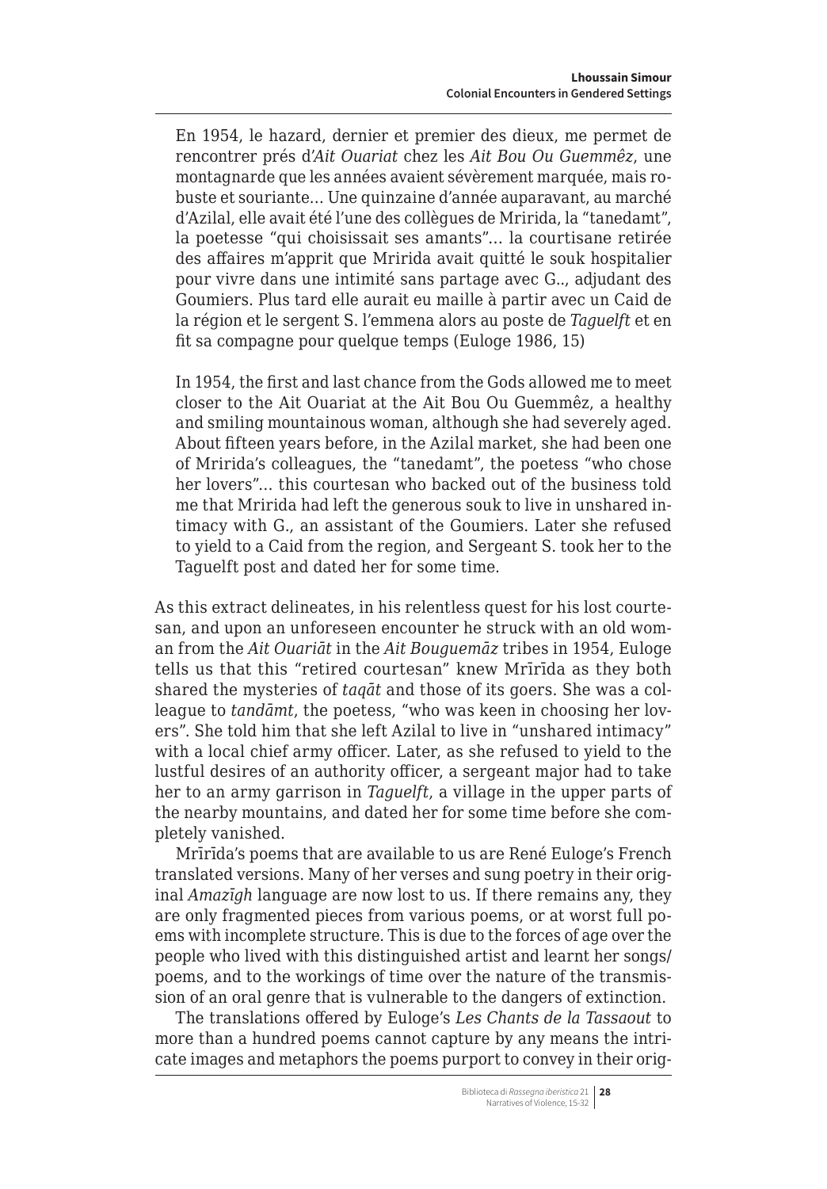> En 1954, le hazard, dernier et premier des dieux, me permet de rencontrer prés d'*Ait Ouariat* chez les *Ait Bou Ou Guemmêz*, une montagnarde que les années avaient sévèrement marquée, mais robuste et souriante… Une quinzaine d'année auparavant, au marché d'Azilal, elle avait été l'une des collègues de Mririda, la "tanedamt", la poetesse "qui choisissait ses amants"… la courtisane retirée des affaires m'apprit que Mririda avait quitté le souk hospitalier pour vivre dans une intimité sans partage avec G.., adjudant des Goumiers. Plus tard elle aurait eu maille à partir avec un Caid de la région et le sergent S. l'emmena alors au poste de *Taguelft* et en fit sa compagne pour quelque temps (Euloge 1986, 15)

> In 1954, the first and last chance from the Gods allowed me to meet closer to the Ait Ouariat at the Ait Bou Ou Guemmêz, a healthy and smiling mountainous woman, although she had severely aged. About fifteen years before, in the Azilal market, she had been one of Mririda's colleagues, the "tanedamt", the poetess "who chose her lovers"… this courtesan who backed out of the business told me that Mririda had left the generous souk to live in unshared intimacy with G., an assistant of the Goumiers. Later she refused to yield to a Caid from the region, and Sergeant S. took her to the Taguelft post and dated her for some time.

As this extract delineates, in his relentless quest for his lost courtesan, and upon an unforeseen encounter he struck with an old woman from the *Ait Ouariāt* in the *Ait Bouguemāz* tribes in 1954, Euloge tells us that this "retired courtesan" knew Mrīrīda as they both shared the mysteries of *taqāt* and those of its goers. She was a colleague to *tandāmt*, the poetess, "who was keen in choosing her lovers". She told him that she left Azilal to live in "unshared intimacy" with a local chief army officer. Later, as she refused to yield to the lustful desires of an authority officer, a sergeant major had to take her to an army garrison in *Taguelft*, a village in the upper parts of the nearby mountains, and dated her for some time before she completely vanished.

Mrīrīda's poems that are available to us are René Euloge's French translated versions. Many of her verses and sung poetry in their original *Amazīgh* language are now lost to us. If there remains any, they are only fragmented pieces from various poems, or at worst full poems with incomplete structure. This is due to the forces of age over the people who lived with this distinguished artist and learnt her songs/poems, and to the workings of time over the nature of the transmission of an oral genre that is vulnerable to the dangers of extinction.

The translations offered by Euloge's *Les Chants de la Tassaout* to more than a hundred poems cannot capture by any means the intricate images and metaphors the poems purport to convey in their orig-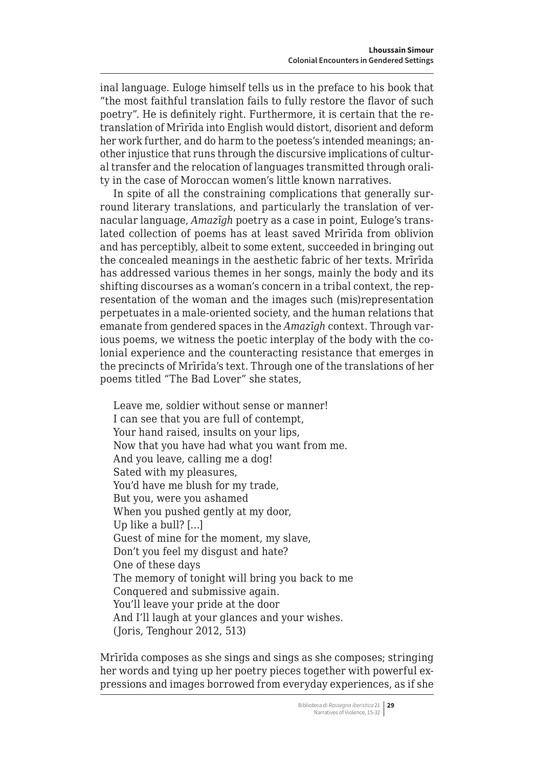inal language. Euloge himself tells us in the preface to his book that "the most faithful translation fails to fully restore the flavor of such poetry". He is definitely right. Furthermore, it is certain that the retranslation of Mrīrīda into English would distort, disorient and deform her work further, and do harm to the poetess's intended meanings; another injustice that runs through the discursive implications of cultural transfer and the relocation of languages transmitted through orality in the case of Moroccan women's little known narratives.

In spite of all the constraining complications that generally surround literary translations, and particularly the translation of vernacular language, *Amazīgh* poetry as a case in point, Euloge's translated collection of poems has at least saved Mrīrīda from oblivion and has perceptibly, albeit to some extent, succeeded in bringing out the concealed meanings in the aesthetic fabric of her texts. Mrīrīda has addressed various themes in her songs, mainly the body and its shifting discourses as a woman's concern in a tribal context, the representation of the woman and the images such (mis)representation perpetuates in a male-oriented society, and the human relations that emanate from gendered spaces in the *Amazīgh* context. Through various poems, we witness the poetic interplay of the body with the colonial experience and the counteracting resistance that emerges in the precincts of Mrīrīda's text. Through one of the translations of her poems titled "The Bad Lover" she states,

> Leave me, soldier without sense or manner!
> I can see that you are full of contempt,
> Your hand raised, insults on your lips,
> Now that you have had what you want from me.
> And you leave, calling me a dog!
> Sated with my pleasures,
> You'd have me blush for my trade,
> But you, were you ashamed
> When you pushed gently at my door,
> Up like a bull? […]
> Guest of mine for the moment, my slave,
> Don't you feel my disgust and hate?
> One of these days
> The memory of tonight will bring you back to me
> Conquered and submissive again.
> You'll leave your pride at the door
> And I'll laugh at your glances and your wishes.
> (Joris, Tenghour 2012, 513)

Mrīrīda composes as she sings and sings as she composes; stringing her words and tying up her poetry pieces together with powerful expressions and images borrowed from everyday experiences, as if she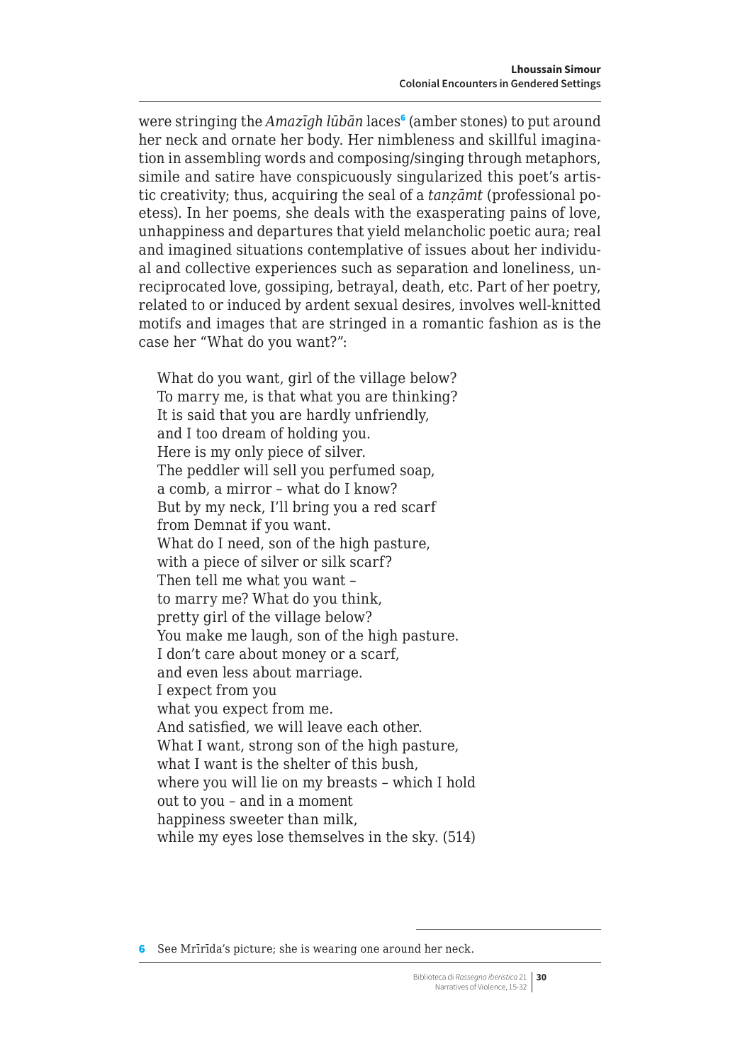were stringing the *Amazīgh lūbān* laces[6] (amber stones) to put around her neck and ornate her body. Her nimbleness and skillful imagination in assembling words and composing/singing through metaphors, simile and satire have conspicuously singularized this poet's artistic creativity; thus, acquiring the seal of a *tanẓāmt* (professional poetess). In her poems, she deals with the exasperating pains of love, unhappiness and departures that yield melancholic poetic aura; real and imagined situations contemplative of issues about her individual and collective experiences such as separation and loneliness, unreciprocated love, gossiping, betrayal, death, etc. Part of her poetry, related to or induced by ardent sexual desires, involves well-knitted motifs and images that are stringed in a romantic fashion as is the case her "What do you want?":

> What do you want, girl of the village below?
> To marry me, is that what you are thinking?
> It is said that you are hardly unfriendly,
> and I too dream of holding you.
> Here is my only piece of silver.
> The peddler will sell you perfumed soap,
> a comb, a mirror – what do I know?
> But by my neck, I'll bring you a red scarf
> from Demnat if you want.
> What do I need, son of the high pasture,
> with a piece of silver or silk scarf?
> Then tell me what you want –
> to marry me? What do you think,
> pretty girl of the village below?
> You make me laugh, son of the high pasture.
> I don't care about money or a scarf,
> and even less about marriage.
> I expect from you
> what you expect from me.
> And satisfied, we will leave each other.
> What I want, strong son of the high pasture,
> what I want is the shelter of this bush,
> where you will lie on my breasts – which I hold
> out to you – and in a moment
> happiness sweeter than milk,
> while my eyes lose themselves in the sky. (514)

---

6 See Mrīrīda's picture; she is wearing one around her neck.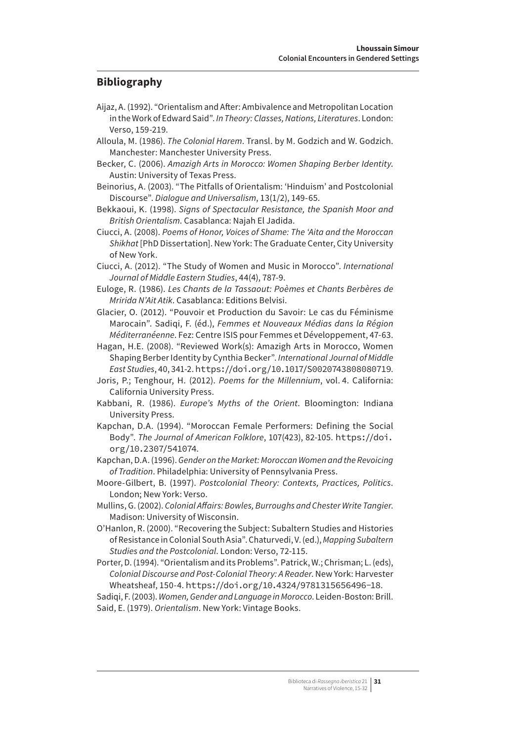## Bibliography

Aijaz, A. (1992). "Orientalism and After: Ambivalence and Metropolitan Location in the Work of Edward Said". *In Theory: Classes, Nations, Literatures*. London: Verso, 159-219.

Alloula, M. (1986). *The Colonial Harem*. Transl. by M. Godzich and W. Godzich. Manchester: Manchester University Press.

Becker, C. (2006). *Amazigh Arts in Morocco: Women Shaping Berber Identity*. Austin: University of Texas Press.

Beinorius, A. (2003). "The Pitfalls of Orientalism: 'Hinduism' and Postcolonial Discourse". *Dialogue and Universalism*, 13(1/2), 149-65.

Bekkaoui, K. (1998). *Signs of Spectacular Resistance, the Spanish Moor and British Orientalism*. Casablanca: Najah El Jadida.

Ciucci, A. (2008). *Poems of Honor, Voices of Shame: The 'Aita and the Moroccan Shikhat* [PhD Dissertation]. New York: The Graduate Center, City University of New York.

Ciucci, A. (2012). "The Study of Women and Music in Morocco". *International Journal of Middle Eastern Studies*, 44(4), 787-9.

Euloge, R. (1986). *Les Chants de la Tassaout: Poèmes et Chants Berbères de Mririda N'Ait Atik*. Casablanca: Editions Belvisi.

Glacier, O. (2012). "Pouvoir et Production du Savoir: Le cas du Féminisme Marocain". Sadiqi, F. (éd.), *Femmes et Nouveaux Médias dans la Région Méditerranéenne*. Fez: Centre ISIS pour Femmes et Développement, 47-63.

Hagan, H.E. (2008). "Reviewed Work(s): Amazigh Arts in Morocco, Women Shaping Berber Identity by Cynthia Becker". *International Journal of Middle East Studies*, 40, 341-2. https://doi.org/10.1017/S0020743808080719.

Joris, P.; Tenghour, H. (2012). *Poems for the Millennium*, vol. 4. California: California University Press.

Kabbani, R. (1986). *Europe's Myths of the Orient*. Bloomington: Indiana University Press.

Kapchan, D.A. (1994). "Moroccan Female Performers: Defining the Social Body". *The Journal of American Folklore*, 107(423), 82-105. https://doi.org/10.2307/541074.

Kapchan, D.A. (1996). *Gender on the Market: Moroccan Women and the Revoicing of Tradition*. Philadelphia: University of Pennsylvania Press.

Moore-Gilbert, B. (1997). *Postcolonial Theory: Contexts, Practices, Politics*. London; New York: Verso.

Mullins, G. (2002). *Colonial Affairs: Bowles, Burroughs and Chester Write Tangier*. Madison: University of Wisconsin.

O'Hanlon, R. (2000). "Recovering the Subject: Subaltern Studies and Histories of Resistance in Colonial South Asia". Chaturvedi, V. (ed.), *Mapping Subaltern Studies and the Postcolonial*. London: Verso, 72-115.

Porter, D. (1994). "Orientalism and its Problems". Patrick, W.; Chrisman; L. (eds), *Colonial Discourse and Post-Colonial Theory: A Reader*. New York: Harvester Wheatsheaf, 150-4. https://doi.org/10.4324/9781315656496-18.

Sadiqi, F. (2003). *Women, Gender and Language in Morocco*. Leiden-Boston: Brill.

Said, E. (1979). *Orientalism*. New York: Vintage Books.